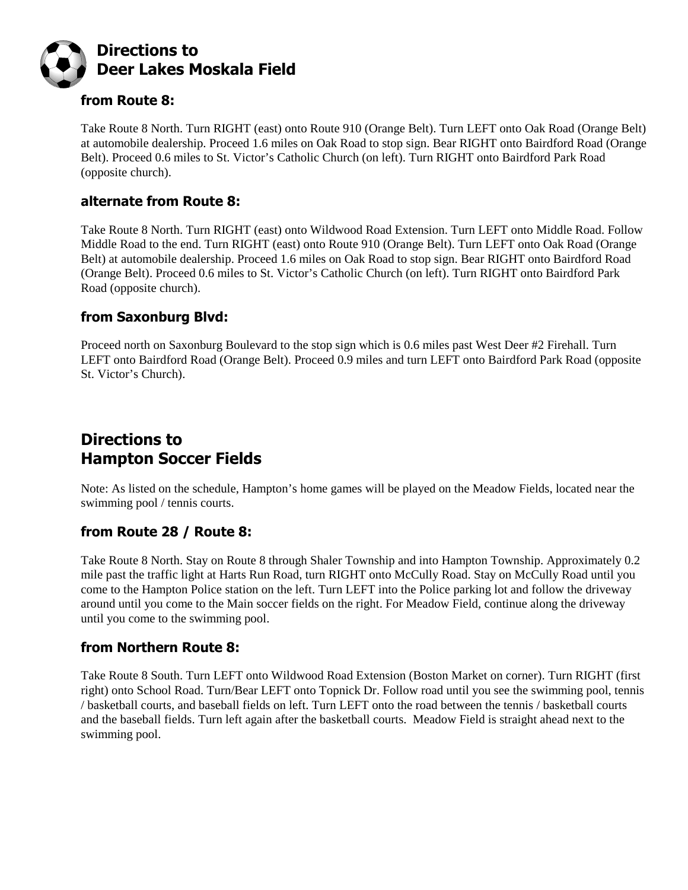# Directions to Deer Lakes Moskala Field

### from Route 8:

Take Route 8 North. Turn RIGHT (east) onto Route 910 (Orange Belt). Turn LEFT onto Oak Road (Orange Belt) at automobile dealership. Proceed 1.6 miles on Oak Road to stop sign. Bear RIGHT onto Bairdford Road (Orange Belt). Proceed 0.6 miles to St. Victor's Catholic Church (on left). Turn RIGHT onto Bairdford Park Road (opposite church).

### alternate from Route 8:

Take Route 8 North. Turn RIGHT (east) onto Wildwood Road Extension. Turn LEFT onto Middle Road. Follow Middle Road to the end. Turn RIGHT (east) onto Route 910 (Orange Belt). Turn LEFT onto Oak Road (Orange Belt) at automobile dealership. Proceed 1.6 miles on Oak Road to stop sign. Bear RIGHT onto Bairdford Road (Orange Belt). Proceed 0.6 miles to St. Victor's Catholic Church (on left). Turn RIGHT onto Bairdford Park Road (opposite church).

### from Saxonburg Blvd:

Proceed north on Saxonburg Boulevard to the stop sign which is 0.6 miles past West Deer #2 Firehall. Turn LEFT onto Bairdford Road (Orange Belt). Proceed 0.9 miles and turn LEFT onto Bairdford Park Road (opposite St. Victor's Church).

# Directions to Hampton Soccer Fields

Note: As listed on the schedule, Hampton's home games will be played on the Meadow Fields, located near the swimming pool / tennis courts.

### from Route 28 / Route 8:

Take Route 8 North. Stay on Route 8 through Shaler Township and into Hampton Township. Approximately 0.2 mile past the traffic light at Harts Run Road, turn RIGHT onto McCully Road. Stay on McCully Road until you come to the Hampton Police station on the left. Turn LEFT into the Police parking lot and follow the driveway around until you come to the Main soccer fields on the right. For Meadow Field, continue along the driveway until you come to the swimming pool.

### from Northern Route 8:

Take Route 8 South. Turn LEFT onto Wildwood Road Extension (Boston Market on corner). Turn RIGHT (first right) onto School Road. Turn/Bear LEFT onto Topnick Dr. Follow road until you see the swimming pool, tennis / basketball courts, and baseball fields on left. Turn LEFT onto the road between the tennis / basketball courts and the baseball fields. Turn left again after the basketball courts. Meadow Field is straight ahead next to the swimming pool.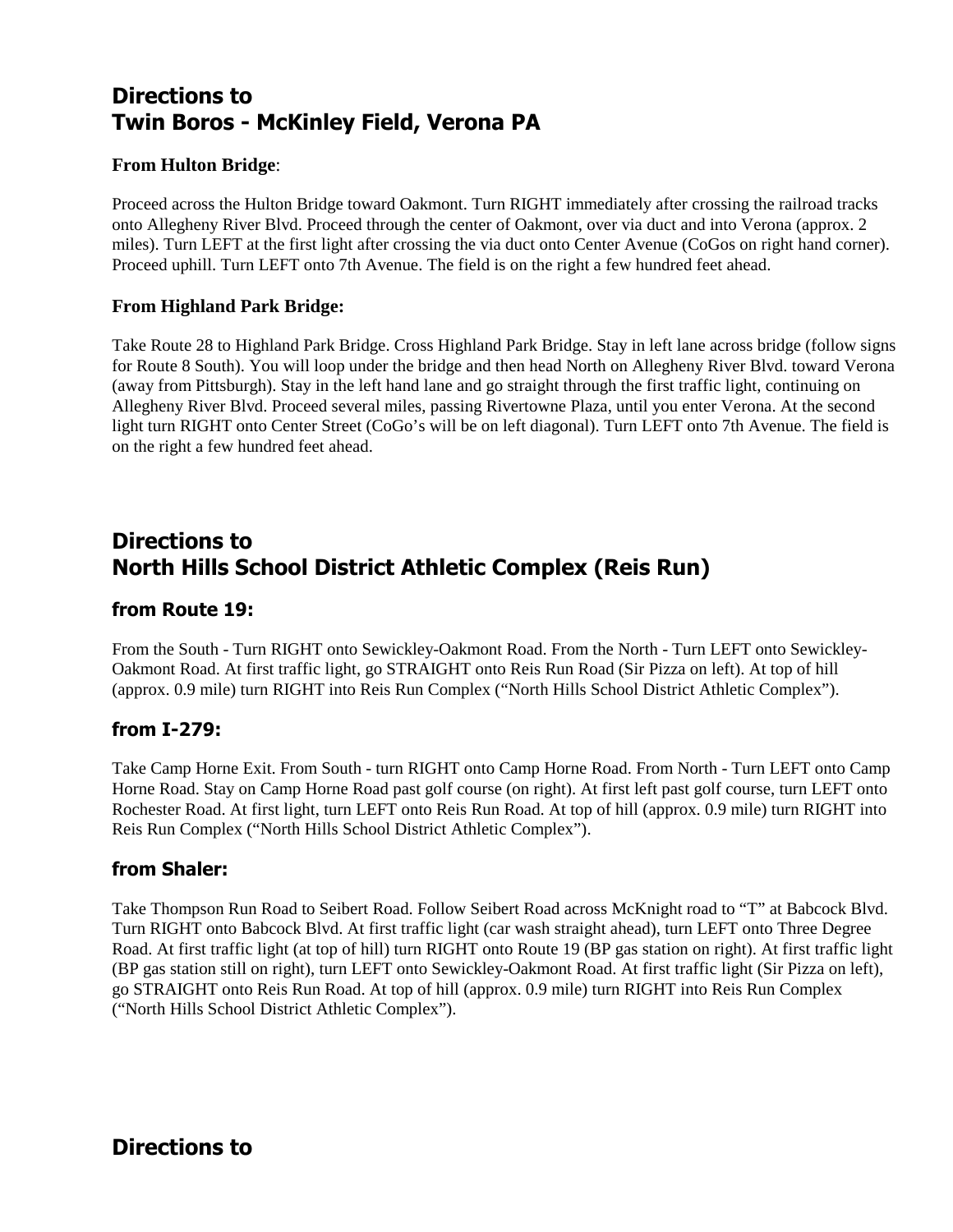## Directions to
## Twin Boros - McKinley Field, Verona PA

**From Hulton Bridge**:

Proceed across the Hulton Bridge toward Oakmont. Turn RIGHT immediately after crossing the railroad tracks onto Allegheny River Blvd. Proceed through the center of Oakmont, over via duct and into Verona (approx. 2 miles). Turn LEFT at the first light after crossing the via duct onto Center Avenue (CoGos on right hand corner). Proceed uphill. Turn LEFT onto 7th Avenue. The field is on the right a few hundred feet ahead.

**From Highland Park Bridge:**

Take Route 28 to Highland Park Bridge. Cross Highland Park Bridge. Stay in left lane across bridge (follow signs for Route 8 South). You will loop under the bridge and then head North on Allegheny River Blvd. toward Verona (away from Pittsburgh). Stay in the left hand lane and go straight through the first traffic light, continuing on Allegheny River Blvd. Proceed several miles, passing Rivertowne Plaza, until you enter Verona. At the second light turn RIGHT onto Center Street (CoGo's will be on left diagonal). Turn LEFT onto 7th Avenue. The field is on the right a few hundred feet ahead.

## Directions to
## North Hills School District Athletic Complex (Reis Run)

### from Route 19:

From the South - Turn RIGHT onto Sewickley-Oakmont Road. From the North - Turn LEFT onto Sewickley-Oakmont Road. At first traffic light, go STRAIGHT onto Reis Run Road (Sir Pizza on left). At top of hill (approx. 0.9 mile) turn RIGHT into Reis Run Complex ("North Hills School District Athletic Complex").

### from I-279:

Take Camp Horne Exit. From South - turn RIGHT onto Camp Horne Road. From North - Turn LEFT onto Camp Horne Road. Stay on Camp Horne Road past golf course (on right). At first left past golf course, turn LEFT onto Rochester Road. At first light, turn LEFT onto Reis Run Road. At top of hill (approx. 0.9 mile) turn RIGHT into Reis Run Complex ("North Hills School District Athletic Complex").

### from Shaler:

Take Thompson Run Road to Seibert Road. Follow Seibert Road across McKnight road to "T" at Babcock Blvd. Turn RIGHT onto Babcock Blvd. At first traffic light (car wash straight ahead), turn LEFT onto Three Degree Road. At first traffic light (at top of hill) turn RIGHT onto Route 19 (BP gas station on right). At first traffic light (BP gas station still on right), turn LEFT onto Sewickley-Oakmont Road. At first traffic light (Sir Pizza on left), go STRAIGHT onto Reis Run Road. At top of hill (approx. 0.9 mile) turn RIGHT into Reis Run Complex ("North Hills School District Athletic Complex").

## Directions to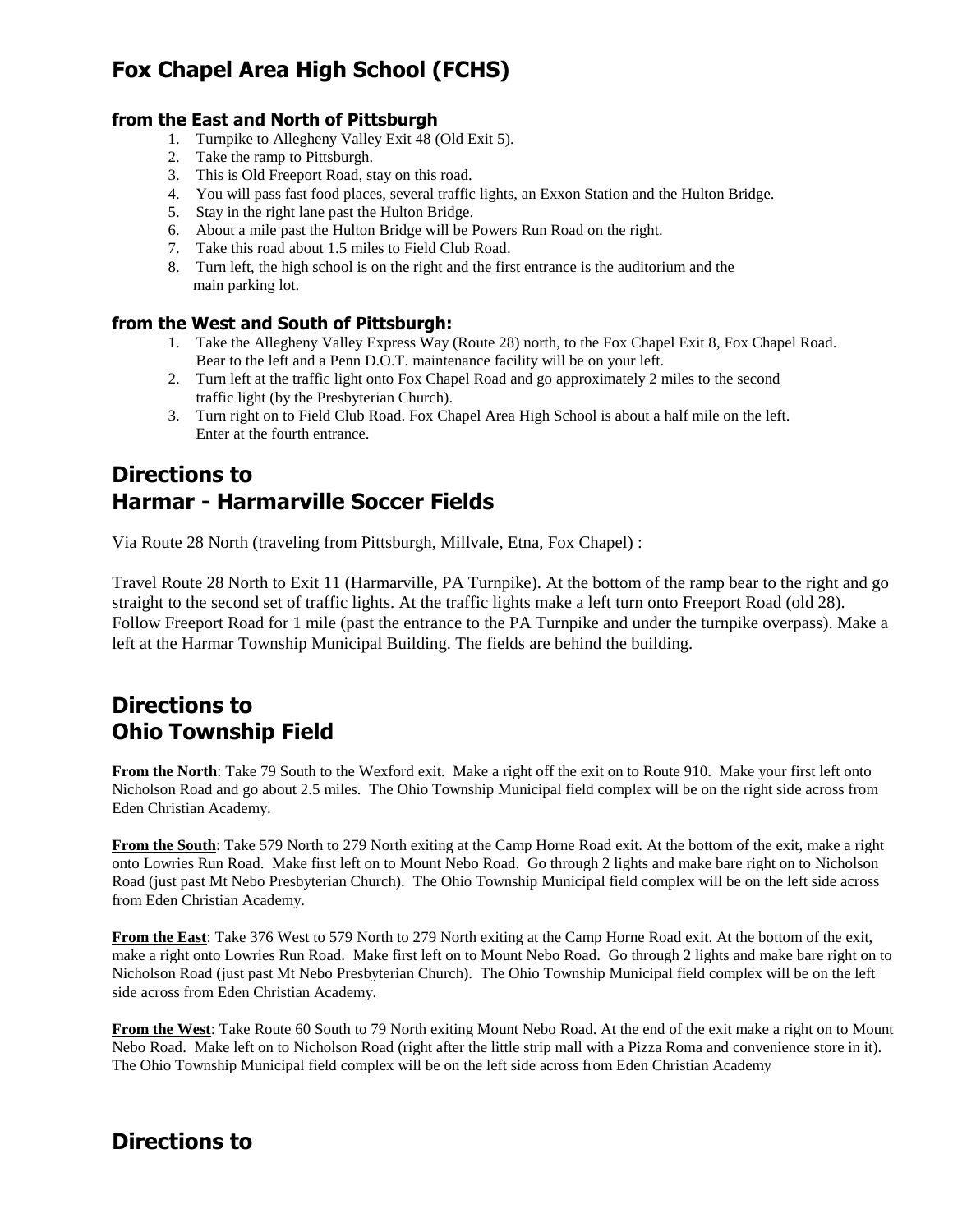## Fox Chapel Area High School (FCHS)

### from the East and North of Pittsburgh

1. Turnpike to Allegheny Valley Exit 48 (Old Exit 5).
2. Take the ramp to Pittsburgh.
3. This is Old Freeport Road, stay on this road.
4. You will pass fast food places, several traffic lights, an Exxon Station and the Hulton Bridge.
5. Stay in the right lane past the Hulton Bridge.
6. About a mile past the Hulton Bridge will be Powers Run Road on the right.
7. Take this road about 1.5 miles to Field Club Road.
8. Turn left, the high school is on the right and the first entrance is the auditorium and the main parking lot.

### from the West and South of Pittsburgh:

1. Take the Allegheny Valley Express Way (Route 28) north, to the Fox Chapel Exit 8, Fox Chapel Road. Bear to the left and a Penn D.O.T. maintenance facility will be on your left.
2. Turn left at the traffic light onto Fox Chapel Road and go approximately 2 miles to the second traffic light (by the Presbyterian Church).
3. Turn right on to Field Club Road. Fox Chapel Area High School is about a half mile on the left. Enter at the fourth entrance.

## Directions to Harmar - Harmarville Soccer Fields

Via Route 28 North (traveling from Pittsburgh, Millvale, Etna, Fox Chapel) :

Travel Route 28 North to Exit 11 (Harmarville, PA Turnpike). At the bottom of the ramp bear to the right and go straight to the second set of traffic lights. At the traffic lights make a left turn onto Freeport Road (old 28). Follow Freeport Road for 1 mile (past the entrance to the PA Turnpike and under the turnpike overpass). Make a left at the Harmar Township Municipal Building. The fields are behind the building.

## Directions to Ohio Township Field

**From the North**: Take 79 South to the Wexford exit. Make a right off the exit on to Route 910. Make your first left onto Nicholson Road and go about 2.5 miles. The Ohio Township Municipal field complex will be on the right side across from Eden Christian Academy.

**From the South**: Take 579 North to 279 North exiting at the Camp Horne Road exit. At the bottom of the exit, make a right onto Lowries Run Road. Make first left on to Mount Nebo Road. Go through 2 lights and make bare right on to Nicholson Road (just past Mt Nebo Presbyterian Church). The Ohio Township Municipal field complex will be on the left side across from Eden Christian Academy.

**From the East**: Take 376 West to 579 North to 279 North exiting at the Camp Horne Road exit. At the bottom of the exit, make a right onto Lowries Run Road. Make first left on to Mount Nebo Road. Go through 2 lights and make bare right on to Nicholson Road (just past Mt Nebo Presbyterian Church). The Ohio Township Municipal field complex will be on the left side across from Eden Christian Academy.

**From the West**: Take Route 60 South to 79 North exiting Mount Nebo Road. At the end of the exit make a right on to Mount Nebo Road. Make left on to Nicholson Road (right after the little strip mall with a Pizza Roma and convenience store in it). The Ohio Township Municipal field complex will be on the left side across from Eden Christian Academy

## Directions to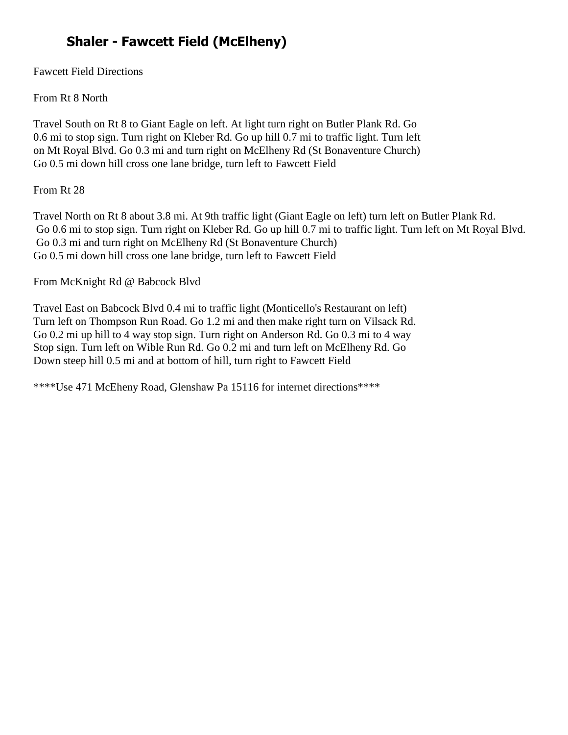# Shaler - Fawcett Field (McElheny)

Fawcett Field Directions

From Rt 8 North

Travel South on Rt 8 to Giant Eagle on left. At light turn right on Butler Plank Rd. Go 0.6 mi to stop sign. Turn right on Kleber Rd. Go up hill 0.7 mi to traffic light. Turn left on Mt Royal Blvd. Go 0.3 mi and turn right on McElheny Rd (St Bonaventure Church) Go 0.5 mi down hill cross one lane bridge, turn left to Fawcett Field

From Rt 28

Travel North on Rt 8 about 3.8 mi. At 9th traffic light (Giant Eagle on left) turn left on Butler Plank Rd. Go 0.6 mi to stop sign. Turn right on Kleber Rd. Go up hill 0.7 mi to traffic light. Turn left on Mt Royal Blvd. Go 0.3 mi and turn right on McElheny Rd (St Bonaventure Church) Go 0.5 mi down hill cross one lane bridge, turn left to Fawcett Field

From McKnight Rd @ Babcock Blvd

Travel East on Babcock Blvd 0.4 mi to traffic light (Monticello's Restaurant on left) Turn left on Thompson Run Road. Go 1.2 mi and then make right turn on Vilsack Rd. Go 0.2 mi up hill to 4 way stop sign. Turn right on Anderson Rd. Go 0.3 mi to 4 way Stop sign. Turn left on Wible Run Rd. Go 0.2 mi and turn left on McElheny Rd. Go Down steep hill 0.5 mi and at bottom of hill, turn right to Fawcett Field

****Use 471 McEheny Road, Glenshaw Pa 15116 for internet directions****